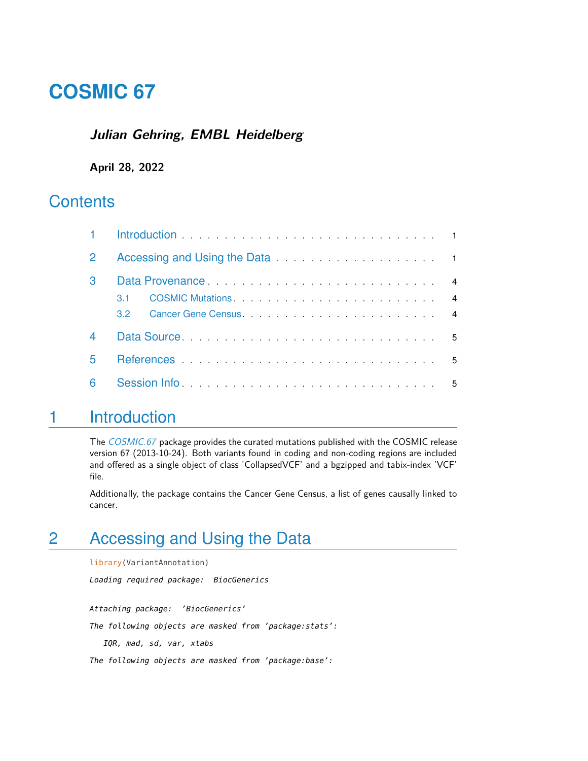# COSMIC 67

***Julian Gehring, EMBL Heidelberg***

**April 28, 2022**

## Contents

1 Introduction . . . . . . . . . . . . . . . . . . . . . . . . . . . . 1

2 Accessing and Using the Data . . . . . . . . . . . . . . . . . . . . 1

3 Data Provenance . . . . . . . . . . . . . . . . . . . . . . . . . . 4

 3.1 COSMIC Mutations . . . . . . . . . . . . . . . . . . . . . . . 4

 3.2 Cancer Gene Census . . . . . . . . . . . . . . . . . . . . . . 4

4 Data Source . . . . . . . . . . . . . . . . . . . . . . . . . . . . 5

5 References . . . . . . . . . . . . . . . . . . . . . . . . . . . . . 5

6 Session Info . . . . . . . . . . . . . . . . . . . . . . . . . . . . 5

## 1 Introduction

The *COSMIC.67* package provides the curated mutations published with the COSMIC release version 67 (2013-10-24). Both variants found in coding and non-coding regions are included and offered as a single object of class 'CollapsedVCF' and a bgzipped and tabix-index 'VCF' file.

Additionally, the package contains the Cancer Gene Census, a list of genes causally linked to cancer.

## 2 Accessing and Using the Data

```
library(VariantAnnotation)

Loading required package:  BiocGenerics


Attaching package:  'BiocGenerics'

The following objects are masked from 'package:stats':

   IQR, mad, sd, var, xtabs

The following objects are masked from 'package:base':
```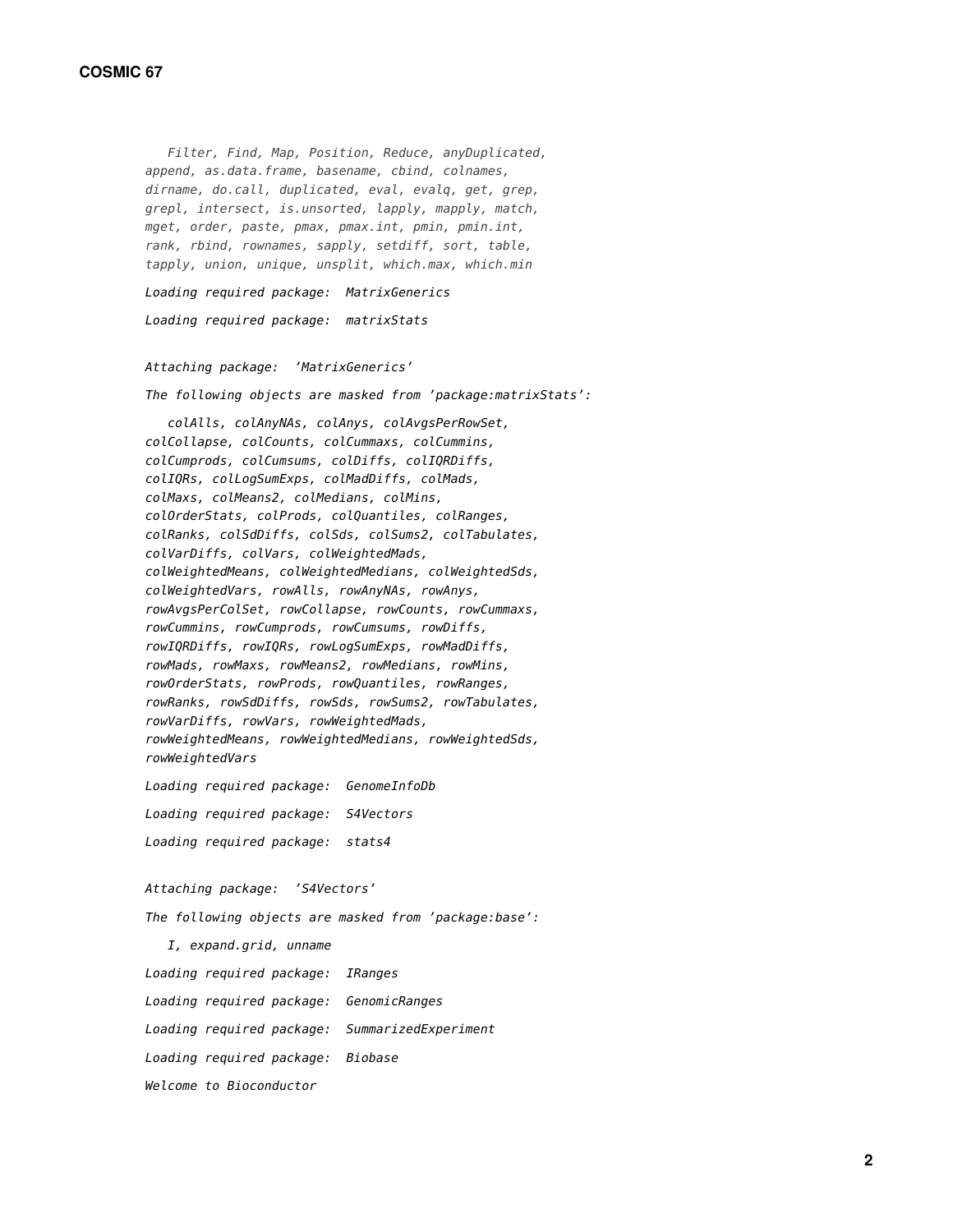```
   Filter, Find, Map, Position, Reduce, anyDuplicated,
append, as.data.frame, basename, cbind, colnames,
dirname, do.call, duplicated, eval, evalq, get, grep,
grepl, intersect, is.unsorted, lapply, mapply, match,
mget, order, paste, pmax, pmax.int, pmin, pmin.int,
rank, rbind, rownames, sapply, setdiff, sort, table,
tapply, union, unique, unsplit, which.max, which.min

Loading required package:  MatrixGenerics

Loading required package:  matrixStats


Attaching package:  'MatrixGenerics'

The following objects are masked from 'package:matrixStats':

   colAlls, colAnyNAs, colAnys, colAvgsPerRowSet,
colCollapse, colCounts, colCummaxs, colCummins,
colCumprods, colCumsums, colDiffs, colIQRDiffs,
colIQRs, colLogSumExps, colMadDiffs, colMads,
colMaxs, colMeans2, colMedians, colMins,
colOrderStats, colProds, colQuantiles, colRanges,
colRanks, colSdDiffs, colSds, colSums2, colTabulates,
colVarDiffs, colVars, colWeightedMads,
colWeightedMeans, colWeightedMedians, colWeightedSds,
colWeightedVars, rowAlls, rowAnyNAs, rowAnys,
rowAvgsPerColSet, rowCollapse, rowCounts, rowCummaxs,
rowCummins, rowCumprods, rowCumsums, rowDiffs,
rowIQRDiffs, rowIQRs, rowLogSumExps, rowMadDiffs,
rowMads, rowMaxs, rowMeans2, rowMedians, rowMins,
rowOrderStats, rowProds, rowQuantiles, rowRanges,
rowRanks, rowSdDiffs, rowSds, rowSums2, rowTabulates,
rowVarDiffs, rowVars, rowWeightedMads,
rowWeightedMeans, rowWeightedMedians, rowWeightedSds,
rowWeightedVars

Loading required package:  GenomeInfoDb

Loading required package:  S4Vectors

Loading required package:  stats4


Attaching package:  'S4Vectors'

The following objects are masked from 'package:base':

   I, expand.grid, unname

Loading required package:  IRanges

Loading required package:  GenomicRanges

Loading required package:  SummarizedExperiment

Loading required package:  Biobase

Welcome to Bioconductor
```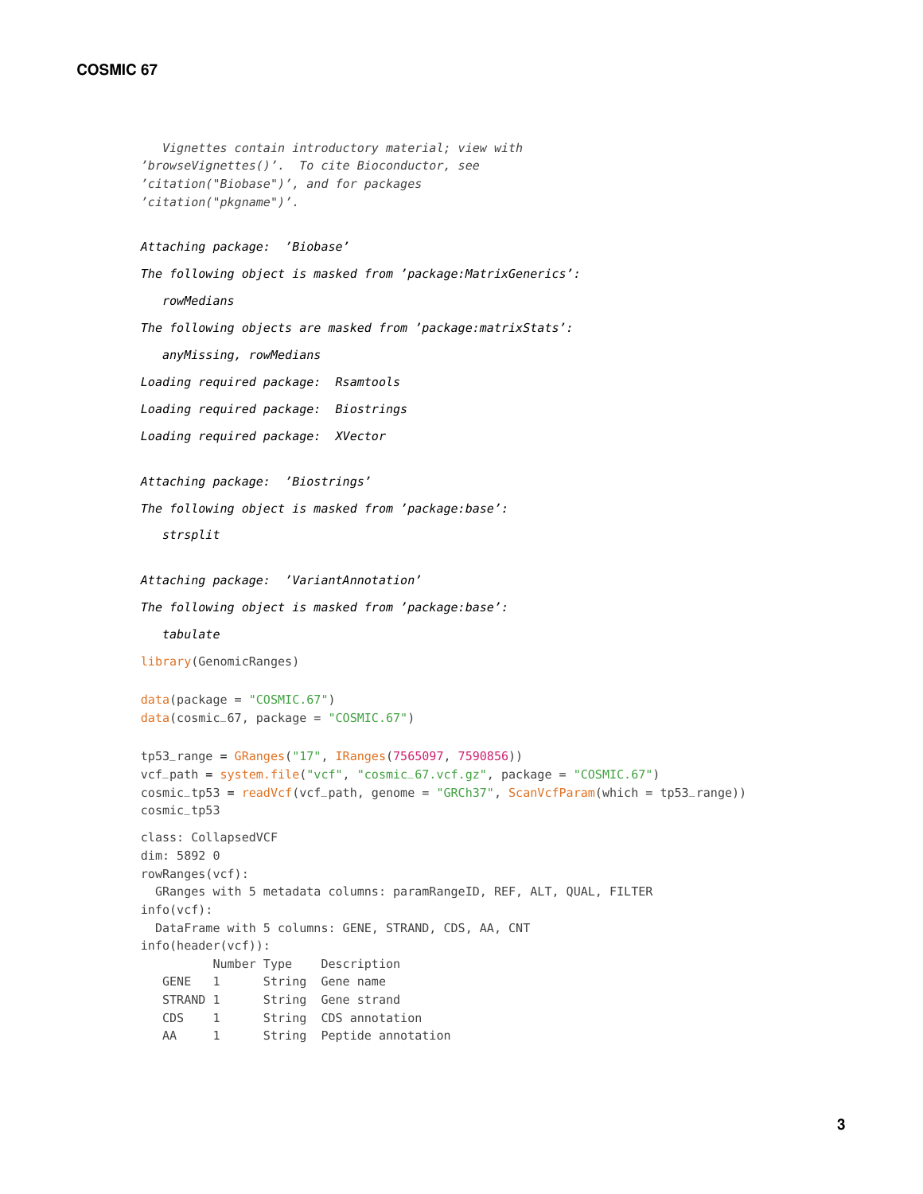**COSMIC 67**

```
    Vignettes contain introductory material; view with
'browseVignettes()'.  To cite Bioconductor, see
'citation("Biobase")', and for packages
'citation("pkgname")'.


Attaching package:  'Biobase'

The following object is masked from 'package:MatrixGenerics':

    rowMedians

The following objects are masked from 'package:matrixStats':

    anyMissing, rowMedians

Loading required package:  Rsamtools

Loading required package:  Biostrings

Loading required package:  XVector


Attaching package:  'Biostrings'

The following object is masked from 'package:base':

    strsplit


Attaching package:  'VariantAnnotation'

The following object is masked from 'package:base':

    tabulate
```

```
library(GenomicRanges)

data(package = "COSMIC.67")
data(cosmic_67, package = "COSMIC.67")

tp53_range = GRanges("17", IRanges(7565097, 7590856))
vcf_path = system.file("vcf", "cosmic_67.vcf.gz", package = "COSMIC.67")
cosmic_tp53 = readVcf(vcf_path, genome = "GRCh37", ScanVcfParam(which = tp53_range))
cosmic_tp53
```

```
class: CollapsedVCF
dim: 5892 0
rowRanges(vcf):
  GRanges with 5 metadata columns: paramRangeID, REF, ALT, QUAL, FILTER
info(vcf):
  DataFrame with 5 columns: GENE, STRAND, CDS, AA, CNT
info(header(vcf)):
          Number Type    Description
   GENE   1      String  Gene name
   STRAND 1      String  Gene strand
   CDS    1      String  CDS annotation
   AA     1      String  Peptide annotation
```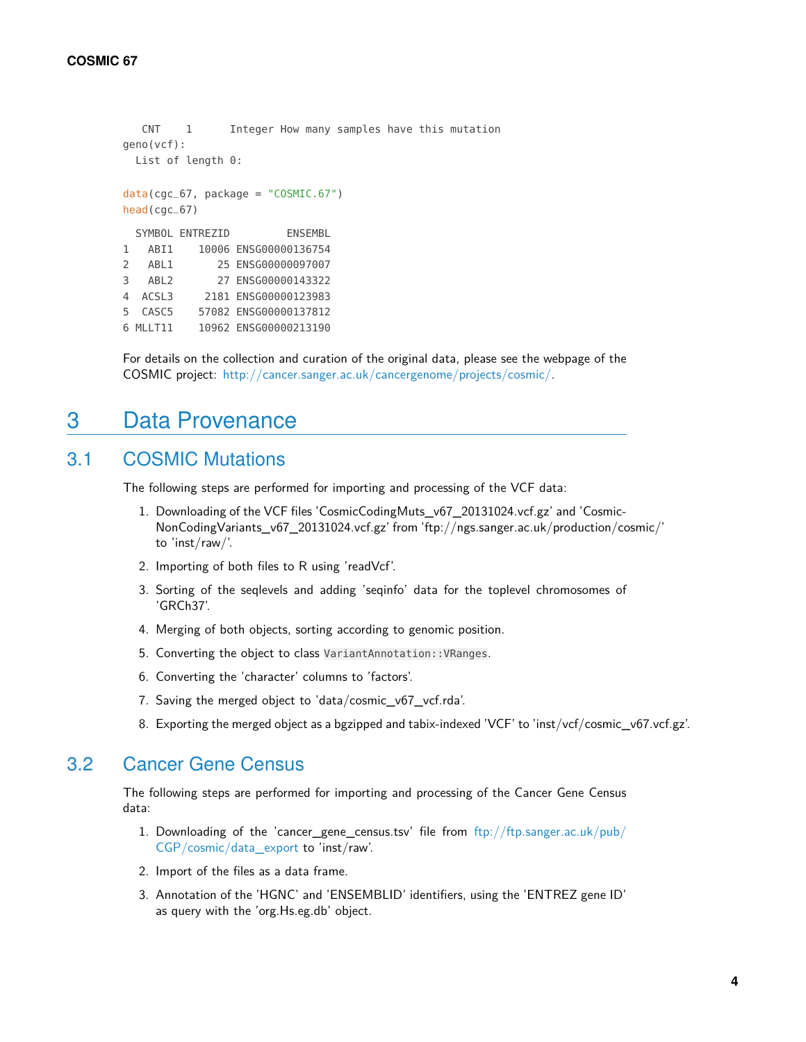```
   CNT    1      Integer How many samples have this mutation
geno(vcf):
  List of length 0:
```

```
data(cgc_67, package = "COSMIC.67")
head(cgc_67)
```

```
  SYMBOL ENTREZID         ENSEMBL
1   ABI1    10006 ENSG00000136754
2   ABL1       25 ENSG00000097007
3   ABL2       27 ENSG00000143322
4  ACSL3     2181 ENSG00000123983
5  CASC5    57082 ENSG00000137812
6 MLLT11    10962 ENSG00000213190
```

For details on the collection and curation of the original data, please see the webpage of the COSMIC project: http://cancer.sanger.ac.uk/cancergenome/projects/cosmic/.

# 3 Data Provenance

## 3.1 COSMIC Mutations

The following steps are performed for importing and processing of the VCF data:

1. Downloading of the VCF files 'CosmicCodingMuts_v67_20131024.vcf.gz' and 'CosmicNonCodingVariants_v67_20131024.vcf.gz' from 'ftp://ngs.sanger.ac.uk/production/cosmic/' to 'inst/raw/'.
2. Importing of both files to R using 'readVcf'.
3. Sorting of the seqlevels and adding 'seqinfo' data for the toplevel chromosomes of 'GRCh37'.
4. Merging of both objects, sorting according to genomic position.
5. Converting the object to class `VariantAnnotation::VRanges`.
6. Converting the 'character' columns to 'factors'.
7. Saving the merged object to 'data/cosmic_v67_vcf.rda'.
8. Exporting the merged object as a bgzipped and tabix-indexed 'VCF' to 'inst/vcf/cosmic_v67.vcf.gz'.

## 3.2 Cancer Gene Census

The following steps are performed for importing and processing of the Cancer Gene Census data:

1. Downloading of the 'cancer_gene_census.tsv' file from ftp://ftp.sanger.ac.uk/pub/CGP/cosmic/data_export to 'inst/raw'.
2. Import of the files as a data frame.
3. Annotation of the 'HGNC' and 'ENSEMBLID' identifiers, using the 'ENTREZ gene ID' as query with the 'org.Hs.eg.db' object.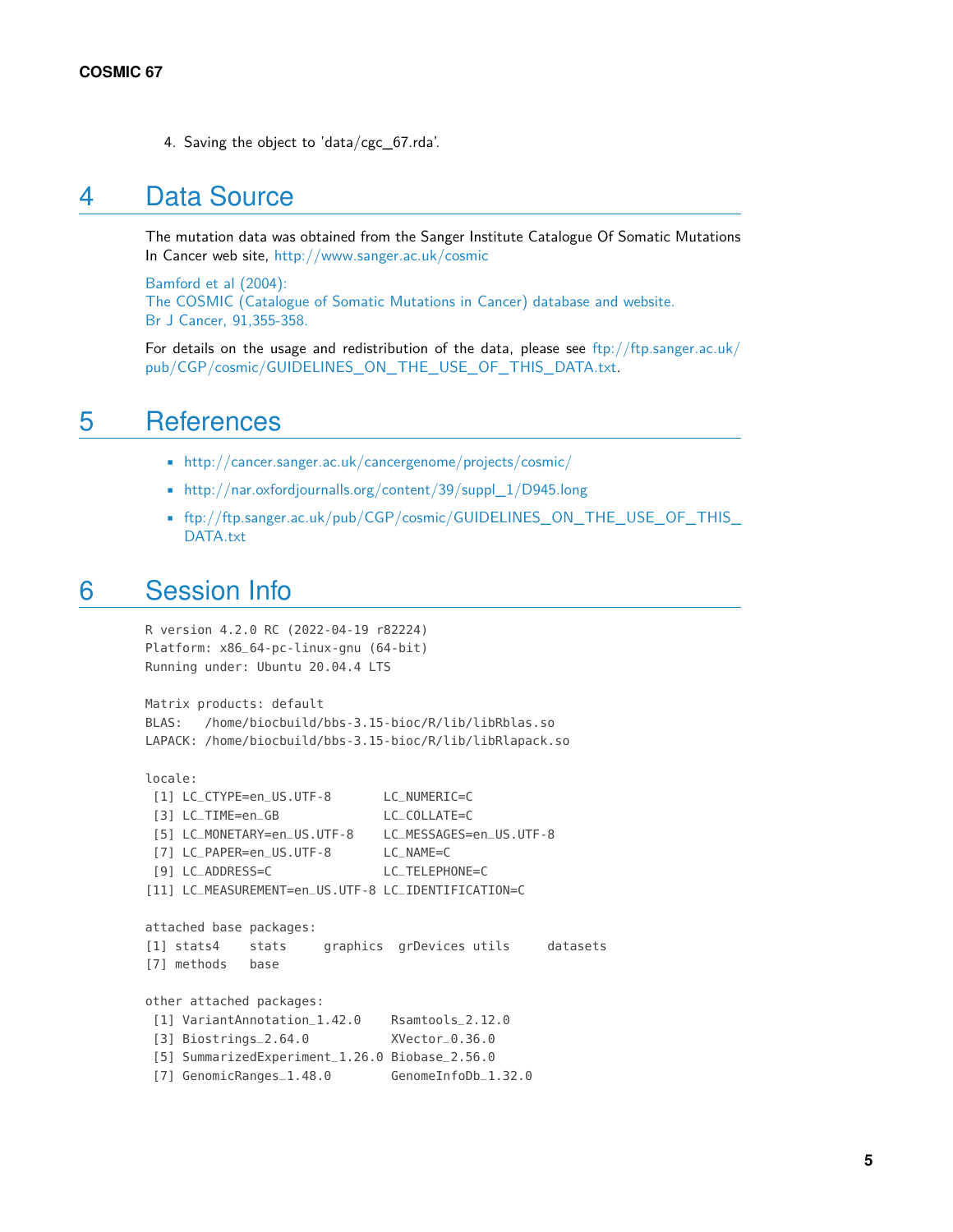4. Saving the object to 'data/cgc_67.rda'.

# 4 Data Source

The mutation data was obtained from the Sanger Institute Catalogue Of Somatic Mutations In Cancer web site, http://www.sanger.ac.uk/cosmic

Bamford et al (2004):
The COSMIC (Catalogue of Somatic Mutations in Cancer) database and website.
Br J Cancer, 91,355-358.

For details on the usage and redistribution of the data, please see ftp://ftp.sanger.ac.uk/pub/CGP/cosmic/GUIDELINES_ON_THE_USE_OF_THIS_DATA.txt.

# 5 References

- http://cancer.sanger.ac.uk/cancergenome/projects/cosmic/
- http://nar.oxfordjournalls.org/content/39/suppl_1/D945.long
- ftp://ftp.sanger.ac.uk/pub/CGP/cosmic/GUIDELINES_ON_THE_USE_OF_THIS_DATA.txt

# 6 Session Info

```
R version 4.2.0 RC (2022-04-19 r82224)
Platform: x86_64-pc-linux-gnu (64-bit)
Running under: Ubuntu 20.04.4 LTS

Matrix products: default
BLAS:   /home/biocbuild/bbs-3.15-bioc/R/lib/libRblas.so
LAPACK: /home/biocbuild/bbs-3.15-bioc/R/lib/libRlapack.so

locale:
 [1] LC_CTYPE=en_US.UTF-8       LC_NUMERIC=C
 [3] LC_TIME=en_GB              LC_COLLATE=C
 [5] LC_MONETARY=en_US.UTF-8    LC_MESSAGES=en_US.UTF-8
 [7] LC_PAPER=en_US.UTF-8       LC_NAME=C
 [9] LC_ADDRESS=C               LC_TELEPHONE=C
[11] LC_MEASUREMENT=en_US.UTF-8 LC_IDENTIFICATION=C

attached base packages:
[1] stats4    stats     graphics  grDevices utils     datasets
[7] methods   base

other attached packages:
 [1] VariantAnnotation_1.42.0    Rsamtools_2.12.0
 [3] Biostrings_2.64.0           XVector_0.36.0
 [5] SummarizedExperiment_1.26.0 Biobase_2.56.0
 [7] GenomicRanges_1.48.0        GenomeInfoDb_1.32.0
```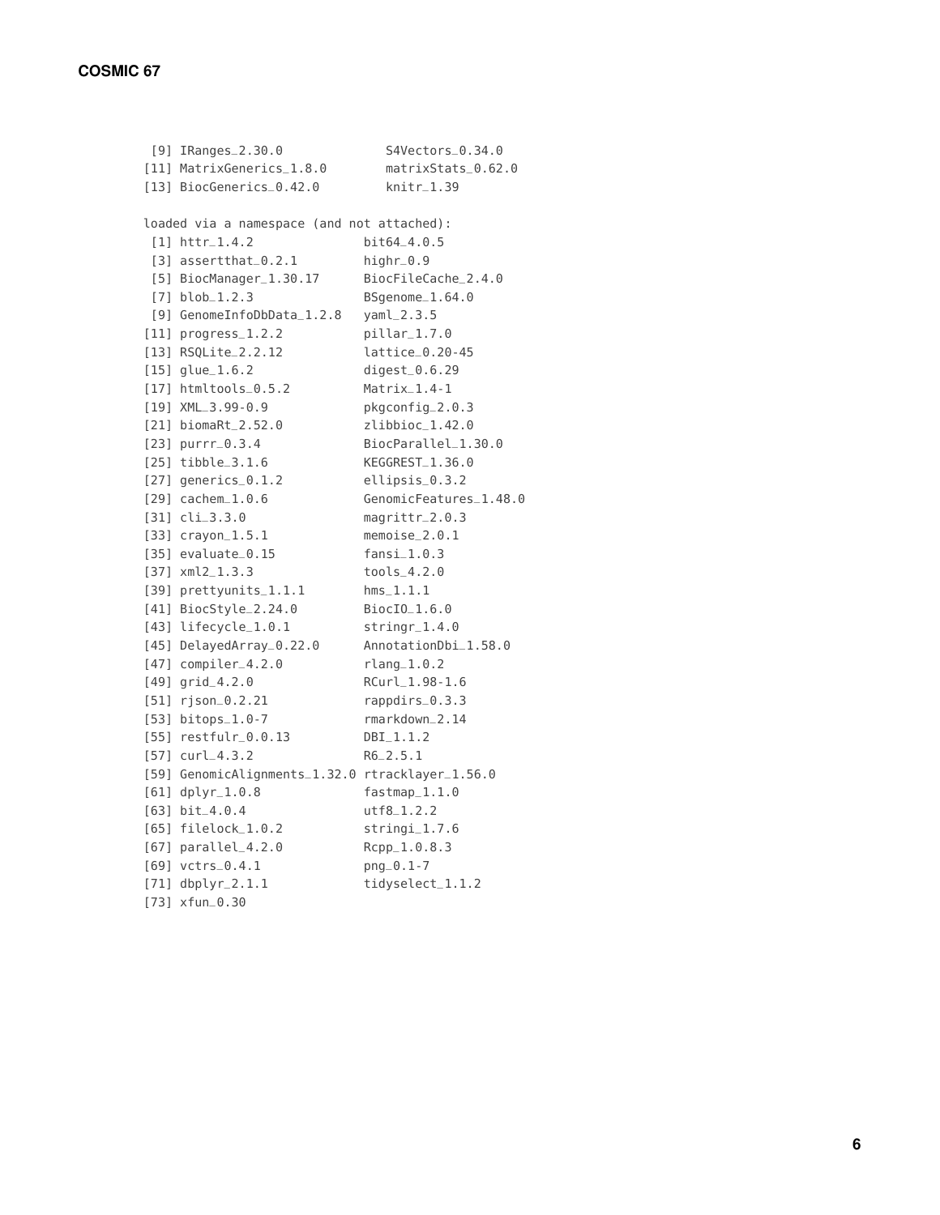```
 [9] IRanges_2.30.0             S4Vectors_0.34.0
[11] MatrixGenerics_1.8.0       matrixStats_0.62.0
[13] BiocGenerics_0.42.0        knitr_1.39

loaded via a namespace (and not attached):
 [1] httr_1.4.2                bit64_4.0.5
 [3] assertthat_0.2.1          highr_0.9
 [5] BiocManager_1.30.17       BiocFileCache_2.4.0
 [7] blob_1.2.3                BSgenome_1.64.0
 [9] GenomeInfoDbData_1.2.8    yaml_2.3.5
[11] progress_1.2.2            pillar_1.7.0
[13] RSQLite_2.2.12            lattice_0.20-45
[15] glue_1.6.2                digest_0.6.29
[17] htmltools_0.5.2           Matrix_1.4-1
[19] XML_3.99-0.9              pkgconfig_2.0.3
[21] biomaRt_2.52.0            zlibbioc_1.42.0
[23] purrr_0.3.4               BiocParallel_1.30.0
[25] tibble_3.1.6              KEGGREST_1.36.0
[27] generics_0.1.2            ellipsis_0.3.2
[29] cachem_1.0.6              GenomicFeatures_1.48.0
[31] cli_3.3.0                 magrittr_2.0.3
[33] crayon_1.5.1              memoise_2.0.1
[35] evaluate_0.15             fansi_1.0.3
[37] xml2_1.3.3                tools_4.2.0
[39] prettyunits_1.1.1         hms_1.1.1
[41] BiocStyle_2.24.0          BiocIO_1.6.0
[43] lifecycle_1.0.1           stringr_1.4.0
[45] DelayedArray_0.22.0       AnnotationDbi_1.58.0
[47] compiler_4.2.0            rlang_1.0.2
[49] grid_4.2.0                RCurl_1.98-1.6
[51] rjson_0.2.21              rappdirs_0.3.3
[53] bitops_1.0-7              rmarkdown_2.14
[55] restfulr_0.0.13           DBI_1.1.2
[57] curl_4.3.2                R6_2.5.1
[59] GenomicAlignments_1.32.0 rtracklayer_1.56.0
[61] dplyr_1.0.8               fastmap_1.1.0
[63] bit_4.0.4                 utf8_1.2.2
[65] filelock_1.0.2            stringi_1.7.6
[67] parallel_4.2.0            Rcpp_1.0.8.3
[69] vctrs_0.4.1               png_0.1-7
[71] dbplyr_2.1.1              tidyselect_1.1.2
[73] xfun_0.30
```